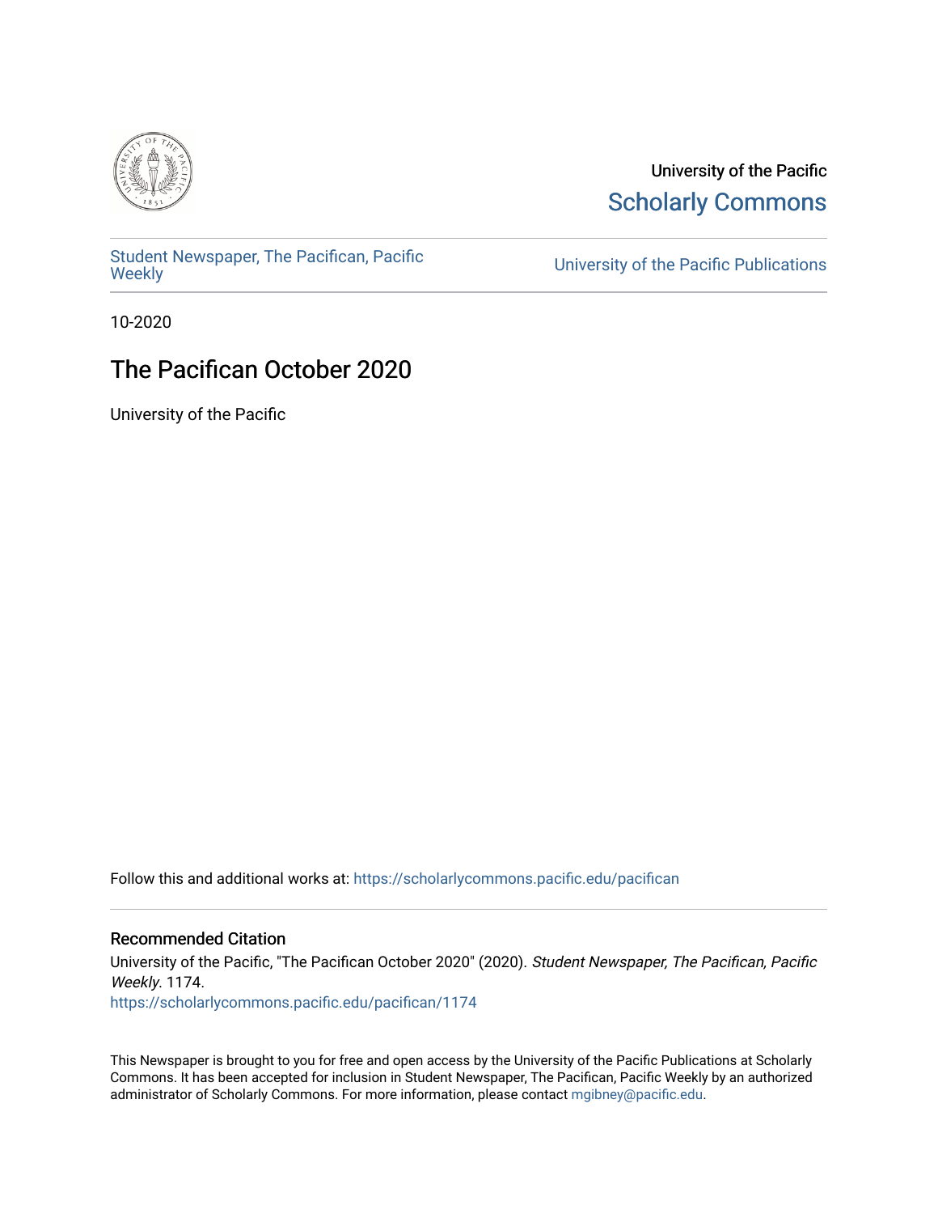University of the Pacific

Scholarly Commons

Student Newspaper, The Pacifican, Pacific Weekly

University of the Pacific Publications

10-2020

# The Pacifican October 2020

University of the Pacific

Follow this and additional works at: https://scholarlycommons.pacific.edu/pacifican

## Recommended Citation

University of the Pacific, "The Pacifican October 2020" (2020). *Student Newspaper, The Pacifican, Pacific Weekly*. 1174.
https://scholarlycommons.pacific.edu/pacifican/1174

This Newspaper is brought to you for free and open access by the University of the Pacific Publications at Scholarly Commons. It has been accepted for inclusion in Student Newspaper, The Pacifican, Pacific Weekly by an authorized administrator of Scholarly Commons. For more information, please contact mgibney@pacific.edu.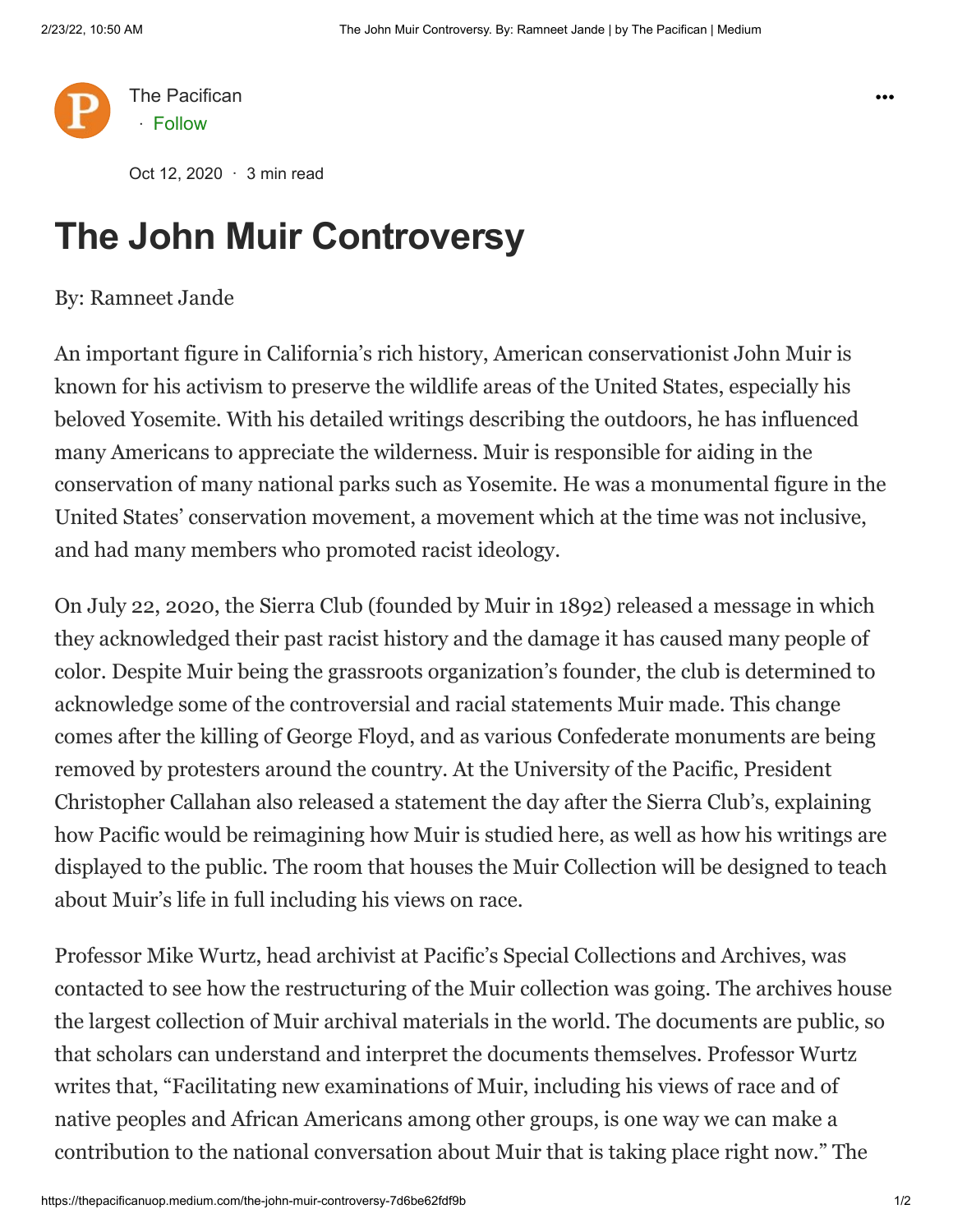The Pacifican

· Follow

Oct 12, 2020 · 3 min read

# The John Muir Controversy

By: Ramneet Jande

An important figure in California's rich history, American conservationist John Muir is known for his activism to preserve the wildlife areas of the United States, especially his beloved Yosemite. With his detailed writings describing the outdoors, he has influenced many Americans to appreciate the wilderness. Muir is responsible for aiding in the conservation of many national parks such as Yosemite. He was a monumental figure in the United States' conservation movement, a movement which at the time was not inclusive, and had many members who promoted racist ideology.

On July 22, 2020, the Sierra Club (founded by Muir in 1892) released a message in which they acknowledged their past racist history and the damage it has caused many people of color. Despite Muir being the grassroots organization's founder, the club is determined to acknowledge some of the controversial and racial statements Muir made. This change comes after the killing of George Floyd, and as various Confederate monuments are being removed by protesters around the country. At the University of the Pacific, President Christopher Callahan also released a statement the day after the Sierra Club's, explaining how Pacific would be reimagining how Muir is studied here, as well as how his writings are displayed to the public. The room that houses the Muir Collection will be designed to teach about Muir's life in full including his views on race.

Professor Mike Wurtz, head archivist at Pacific's Special Collections and Archives, was contacted to see how the restructuring of the Muir collection was going. The archives house the largest collection of Muir archival materials in the world. The documents are public, so that scholars can understand and interpret the documents themselves. Professor Wurtz writes that, "Facilitating new examinations of Muir, including his views of race and of native peoples and African Americans among other groups, is one way we can make a contribution to the national conversation about Muir that is taking place right now." The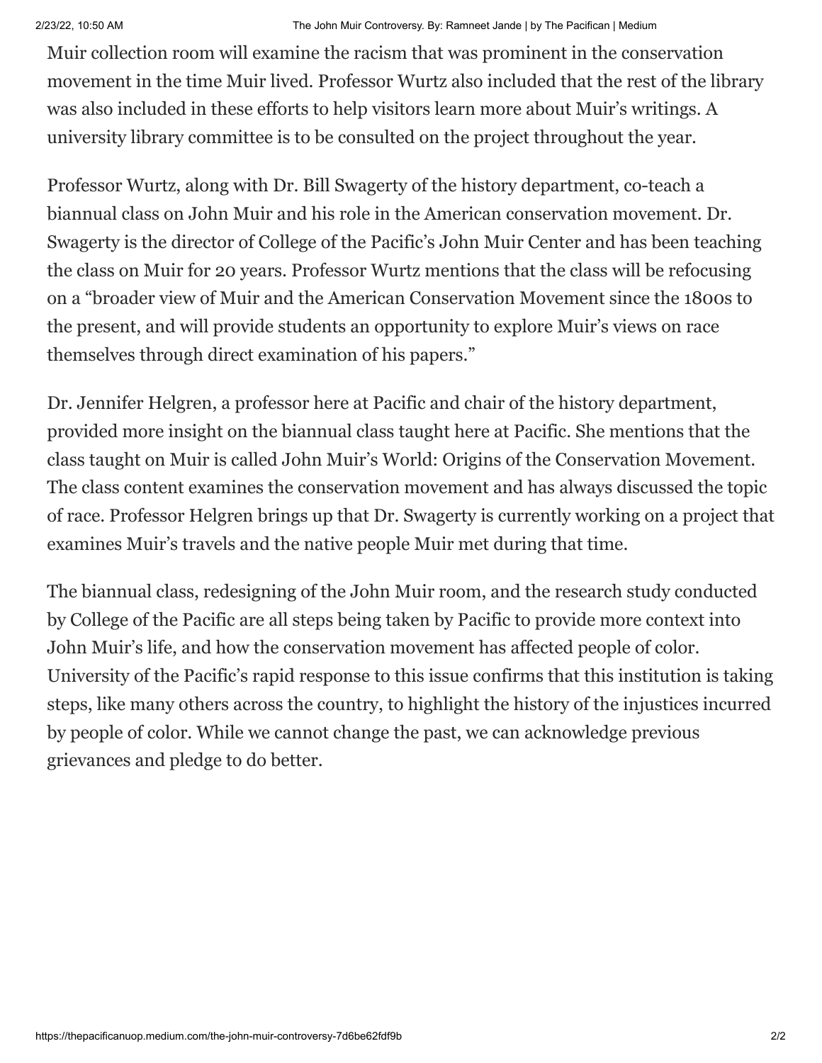Muir collection room will examine the racism that was prominent in the conservation movement in the time Muir lived. Professor Wurtz also included that the rest of the library was also included in these efforts to help visitors learn more about Muir's writings. A university library committee is to be consulted on the project throughout the year.

Professor Wurtz, along with Dr. Bill Swagerty of the history department, co-teach a biannual class on John Muir and his role in the American conservation movement. Dr. Swagerty is the director of College of the Pacific's John Muir Center and has been teaching the class on Muir for 20 years. Professor Wurtz mentions that the class will be refocusing on a "broader view of Muir and the American Conservation Movement since the 1800s to the present, and will provide students an opportunity to explore Muir's views on race themselves through direct examination of his papers."

Dr. Jennifer Helgren, a professor here at Pacific and chair of the history department, provided more insight on the biannual class taught here at Pacific. She mentions that the class taught on Muir is called John Muir's World: Origins of the Conservation Movement. The class content examines the conservation movement and has always discussed the topic of race. Professor Helgren brings up that Dr. Swagerty is currently working on a project that examines Muir's travels and the native people Muir met during that time.

The biannual class, redesigning of the John Muir room, and the research study conducted by College of the Pacific are all steps being taken by Pacific to provide more context into John Muir's life, and how the conservation movement has affected people of color. University of the Pacific's rapid response to this issue confirms that this institution is taking steps, like many others across the country, to highlight the history of the injustices incurred by people of color. While we cannot change the past, we can acknowledge previous grievances and pledge to do better.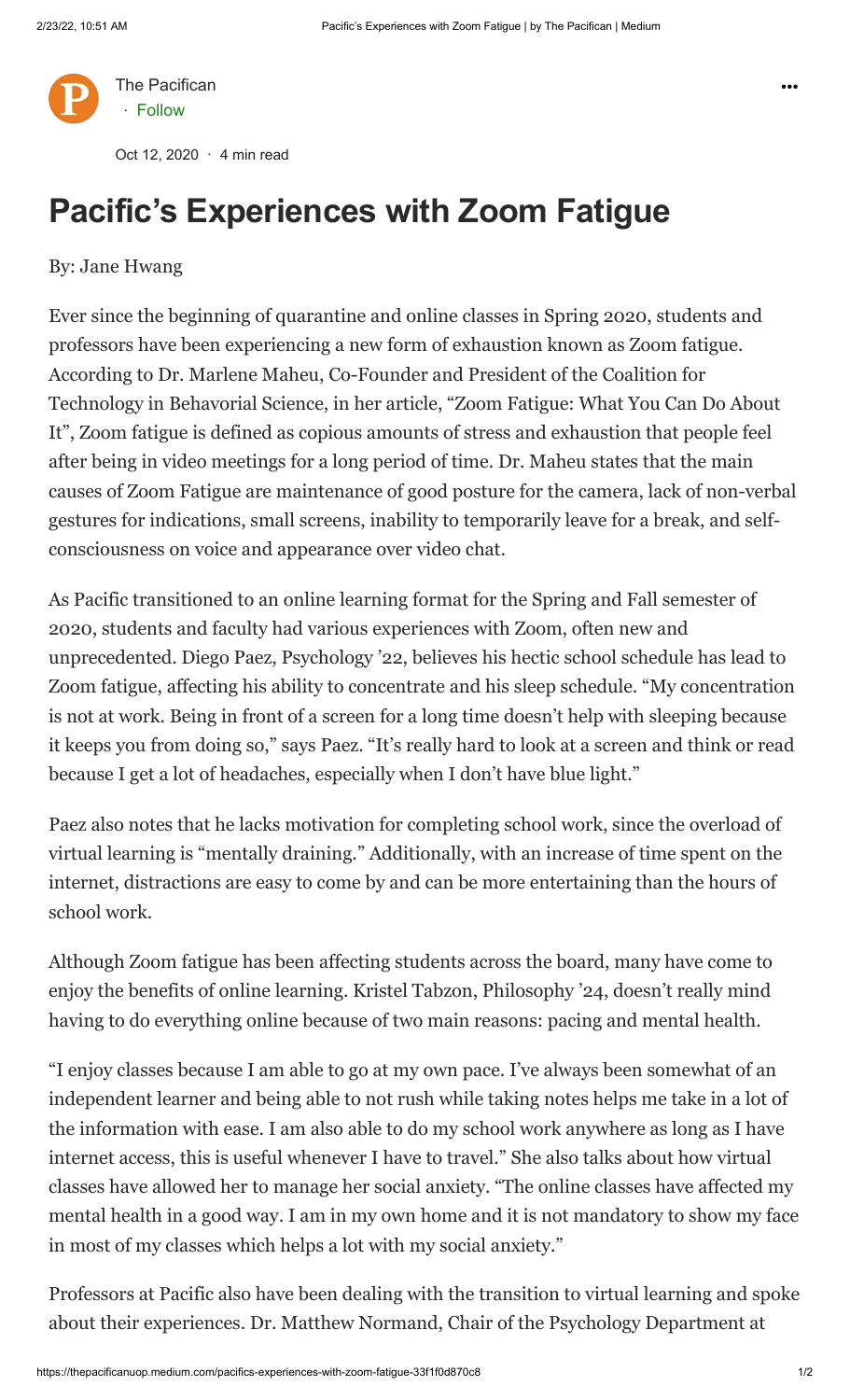The Pacifican · Follow

Oct 12, 2020 · 4 min read

# Pacific's Experiences with Zoom Fatigue

By: Jane Hwang

Ever since the beginning of quarantine and online classes in Spring 2020, students and professors have been experiencing a new form of exhaustion known as Zoom fatigue. According to Dr. Marlene Maheu, Co-Founder and President of the Coalition for Technology in Behavorial Science, in her article, "Zoom Fatigue: What You Can Do About It", Zoom fatigue is defined as copious amounts of stress and exhaustion that people feel after being in video meetings for a long period of time. Dr. Maheu states that the main causes of Zoom Fatigue are maintenance of good posture for the camera, lack of non-verbal gestures for indications, small screens, inability to temporarily leave for a break, and self-consciousness on voice and appearance over video chat.

As Pacific transitioned to an online learning format for the Spring and Fall semester of 2020, students and faculty had various experiences with Zoom, often new and unprecedented. Diego Paez, Psychology '22, believes his hectic school schedule has lead to Zoom fatigue, affecting his ability to concentrate and his sleep schedule. "My concentration is not at work. Being in front of a screen for a long time doesn't help with sleeping because it keeps you from doing so," says Paez. "It's really hard to look at a screen and think or read because I get a lot of headaches, especially when I don't have blue light."

Paez also notes that he lacks motivation for completing school work, since the overload of virtual learning is "mentally draining." Additionally, with an increase of time spent on the internet, distractions are easy to come by and can be more entertaining than the hours of school work.

Although Zoom fatigue has been affecting students across the board, many have come to enjoy the benefits of online learning. Kristel Tabzon, Philosophy '24, doesn't really mind having to do everything online because of two main reasons: pacing and mental health.

"I enjoy classes because I am able to go at my own pace. I've always been somewhat of an independent learner and being able to not rush while taking notes helps me take in a lot of the information with ease. I am also able to do my school work anywhere as long as I have internet access, this is useful whenever I have to travel." She also talks about how virtual classes have allowed her to manage her social anxiety. "The online classes have affected my mental health in a good way. I am in my own home and it is not mandatory to show my face in most of my classes which helps a lot with my social anxiety."

Professors at Pacific also have been dealing with the transition to virtual learning and spoke about their experiences. Dr. Matthew Normand, Chair of the Psychology Department at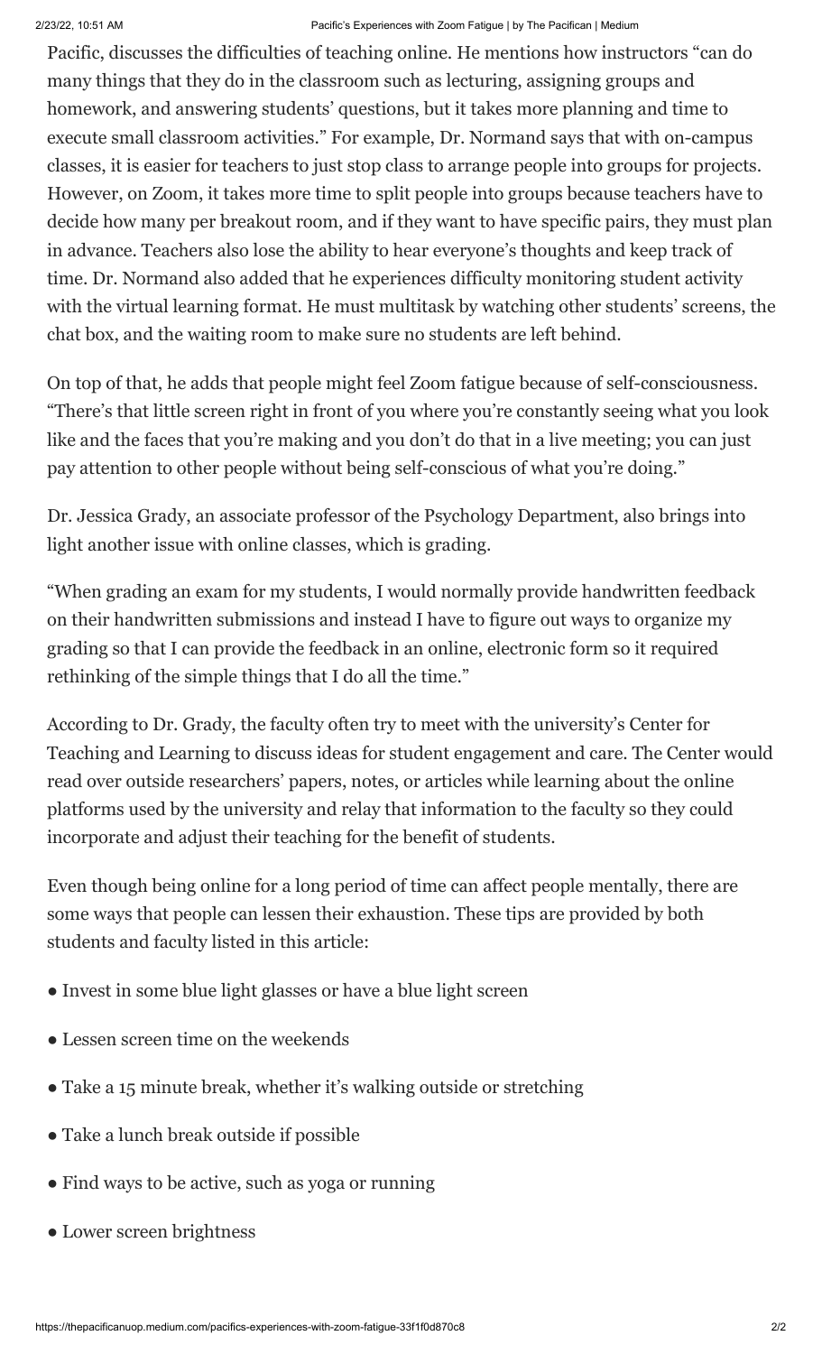Pacific, discusses the difficulties of teaching online. He mentions how instructors "can do many things that they do in the classroom such as lecturing, assigning groups and homework, and answering students' questions, but it takes more planning and time to execute small classroom activities." For example, Dr. Normand says that with on-campus classes, it is easier for teachers to just stop class to arrange people into groups for projects. However, on Zoom, it takes more time to split people into groups because teachers have to decide how many per breakout room, and if they want to have specific pairs, they must plan in advance. Teachers also lose the ability to hear everyone's thoughts and keep track of time. Dr. Normand also added that he experiences difficulty monitoring student activity with the virtual learning format. He must multitask by watching other students' screens, the chat box, and the waiting room to make sure no students are left behind.

On top of that, he adds that people might feel Zoom fatigue because of self-consciousness. "There's that little screen right in front of you where you're constantly seeing what you look like and the faces that you're making and you don't do that in a live meeting; you can just pay attention to other people without being self-conscious of what you're doing."

Dr. Jessica Grady, an associate professor of the Psychology Department, also brings into light another issue with online classes, which is grading.

"When grading an exam for my students, I would normally provide handwritten feedback on their handwritten submissions and instead I have to figure out ways to organize my grading so that I can provide the feedback in an online, electronic form so it required rethinking of the simple things that I do all the time."

According to Dr. Grady, the faculty often try to meet with the university's Center for Teaching and Learning to discuss ideas for student engagement and care. The Center would read over outside researchers' papers, notes, or articles while learning about the online platforms used by the university and relay that information to the faculty so they could incorporate and adjust their teaching for the benefit of students.

Even though being online for a long period of time can affect people mentally, there are some ways that people can lessen their exhaustion. These tips are provided by both students and faculty listed in this article:

- Invest in some blue light glasses or have a blue light screen
- Lessen screen time on the weekends
- Take a 15 minute break, whether it's walking outside or stretching
- Take a lunch break outside if possible
- Find ways to be active, such as yoga or running
- Lower screen brightness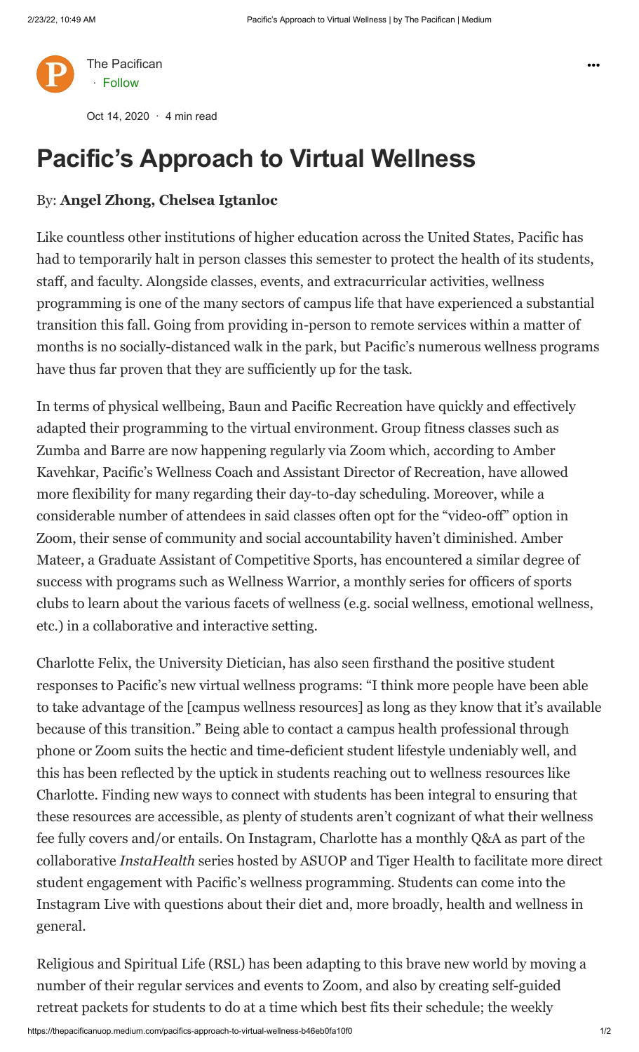The Pacifican

· Follow

Oct 14, 2020 · 4 min read

# Pacific's Approach to Virtual Wellness

By: **Angel Zhong, Chelsea Igtanloc**

Like countless other institutions of higher education across the United States, Pacific has had to temporarily halt in person classes this semester to protect the health of its students, staff, and faculty. Alongside classes, events, and extracurricular activities, wellness programming is one of the many sectors of campus life that have experienced a substantial transition this fall. Going from providing in-person to remote services within a matter of months is no socially-distanced walk in the park, but Pacific's numerous wellness programs have thus far proven that they are sufficiently up for the task.

In terms of physical wellbeing, Baun and Pacific Recreation have quickly and effectively adapted their programming to the virtual environment. Group fitness classes such as Zumba and Barre are now happening regularly via Zoom which, according to Amber Kavehkar, Pacific's Wellness Coach and Assistant Director of Recreation, have allowed more flexibility for many regarding their day-to-day scheduling. Moreover, while a considerable number of attendees in said classes often opt for the "video-off" option in Zoom, their sense of community and social accountability haven't diminished. Amber Mateer, a Graduate Assistant of Competitive Sports, has encountered a similar degree of success with programs such as Wellness Warrior, a monthly series for officers of sports clubs to learn about the various facets of wellness (e.g. social wellness, emotional wellness, etc.) in a collaborative and interactive setting.

Charlotte Felix, the University Dietician, has also seen firsthand the positive student responses to Pacific's new virtual wellness programs: "I think more people have been able to take advantage of the [campus wellness resources] as long as they know that it's available because of this transition." Being able to contact a campus health professional through phone or Zoom suits the hectic and time-deficient student lifestyle undeniably well, and this has been reflected by the uptick in students reaching out to wellness resources like Charlotte. Finding new ways to connect with students has been integral to ensuring that these resources are accessible, as plenty of students aren't cognizant of what their wellness fee fully covers and/or entails. On Instagram, Charlotte has a monthly Q&A as part of the collaborative *InstaHealth* series hosted by ASUOP and Tiger Health to facilitate more direct student engagement with Pacific's wellness programming. Students can come into the Instagram Live with questions about their diet and, more broadly, health and wellness in general.

Religious and Spiritual Life (RSL) has been adapting to this brave new world by moving a number of their regular services and events to Zoom, and also by creating self-guided retreat packets for students to do at a time which best fits their schedule; the weekly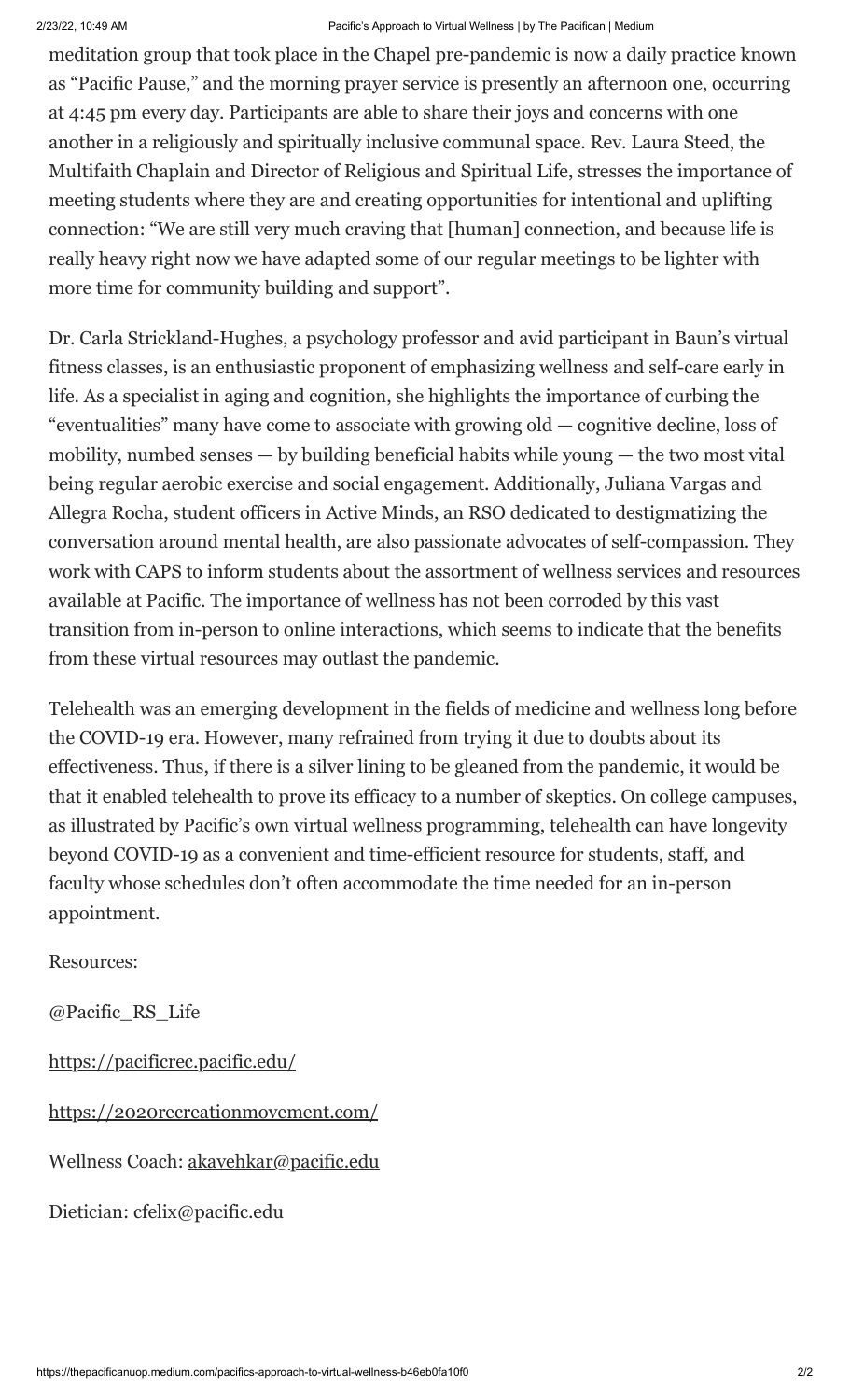meditation group that took place in the Chapel pre-pandemic is now a daily practice known as "Pacific Pause," and the morning prayer service is presently an afternoon one, occurring at 4:45 pm every day. Participants are able to share their joys and concerns with one another in a religiously and spiritually inclusive communal space. Rev. Laura Steed, the Multifaith Chaplain and Director of Religious and Spiritual Life, stresses the importance of meeting students where they are and creating opportunities for intentional and uplifting connection: "We are still very much craving that [human] connection, and because life is really heavy right now we have adapted some of our regular meetings to be lighter with more time for community building and support".

Dr. Carla Strickland-Hughes, a psychology professor and avid participant in Baun's virtual fitness classes, is an enthusiastic proponent of emphasizing wellness and self-care early in life. As a specialist in aging and cognition, she highlights the importance of curbing the "eventualities" many have come to associate with growing old — cognitive decline, loss of mobility, numbed senses — by building beneficial habits while young — the two most vital being regular aerobic exercise and social engagement. Additionally, Juliana Vargas and Allegra Rocha, student officers in Active Minds, an RSO dedicated to destigmatizing the conversation around mental health, are also passionate advocates of self-compassion. They work with CAPS to inform students about the assortment of wellness services and resources available at Pacific. The importance of wellness has not been corroded by this vast transition from in-person to online interactions, which seems to indicate that the benefits from these virtual resources may outlast the pandemic.

Telehealth was an emerging development in the fields of medicine and wellness long before the COVID-19 era. However, many refrained from trying it due to doubts about its effectiveness. Thus, if there is a silver lining to be gleaned from the pandemic, it would be that it enabled telehealth to prove its efficacy to a number of skeptics. On college campuses, as illustrated by Pacific's own virtual wellness programming, telehealth can have longevity beyond COVID-19 as a convenient and time-efficient resource for students, staff, and faculty whose schedules don't often accommodate the time needed for an in-person appointment.

Resources:

@Pacific_RS_Life

https://pacificrec.pacific.edu/

https://2020recreationmovement.com/

Wellness Coach: akavehkar@pacific.edu

Dietician: cfelix@pacific.edu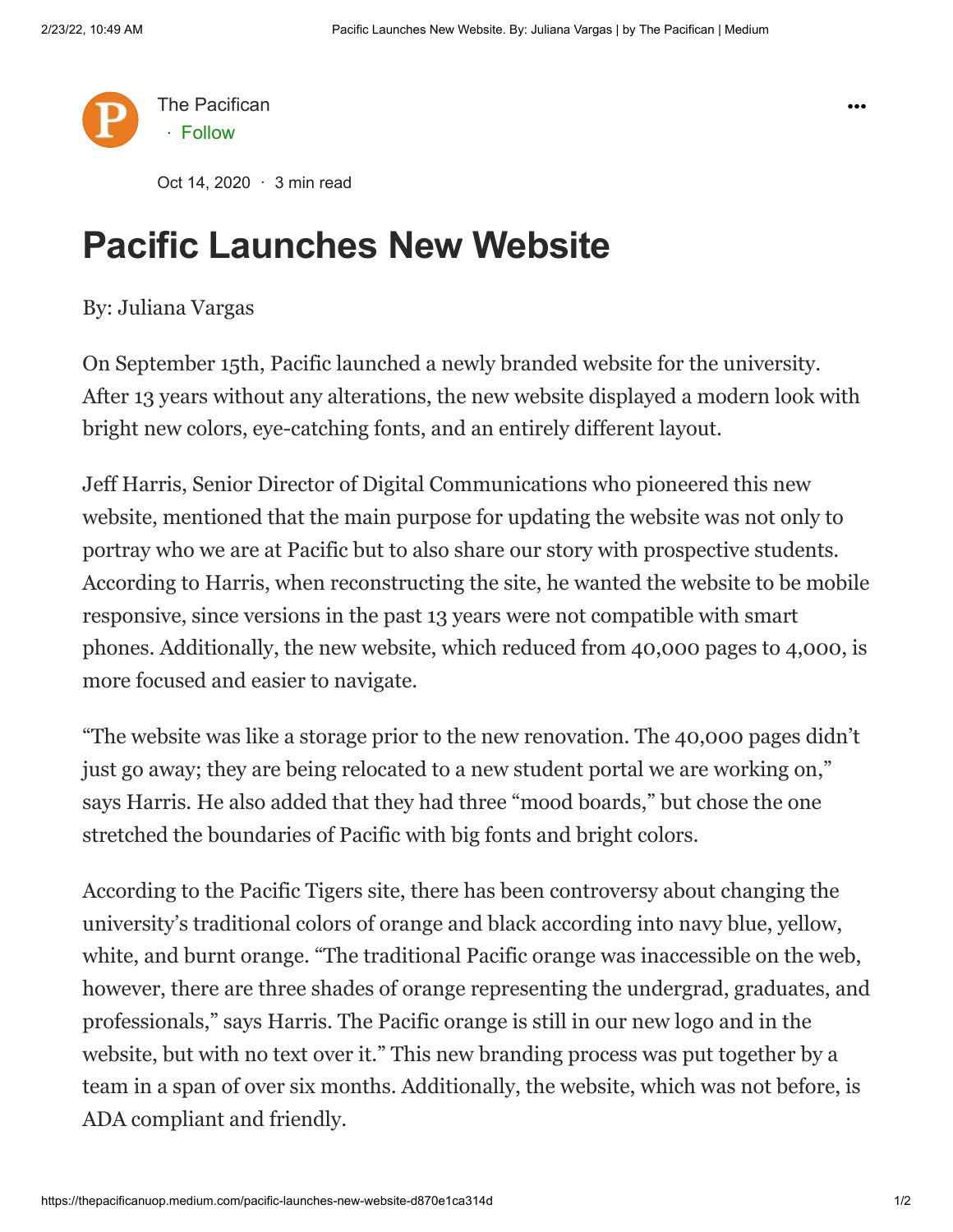The Pacifican

· Follow

Oct 14, 2020 · 3 min read

# Pacific Launches New Website

By: Juliana Vargas

On September 15th, Pacific launched a newly branded website for the university. After 13 years without any alterations, the new website displayed a modern look with bright new colors, eye-catching fonts, and an entirely different layout.

Jeff Harris, Senior Director of Digital Communications who pioneered this new website, mentioned that the main purpose for updating the website was not only to portray who we are at Pacific but to also share our story with prospective students. According to Harris, when reconstructing the site, he wanted the website to be mobile responsive, since versions in the past 13 years were not compatible with smart phones. Additionally, the new website, which reduced from 40,000 pages to 4,000, is more focused and easier to navigate.

"The website was like a storage prior to the new renovation. The 40,000 pages didn't just go away; they are being relocated to a new student portal we are working on," says Harris. He also added that they had three "mood boards," but chose the one stretched the boundaries of Pacific with big fonts and bright colors.

According to the Pacific Tigers site, there has been controversy about changing the university's traditional colors of orange and black according into navy blue, yellow, white, and burnt orange. "The traditional Pacific orange was inaccessible on the web, however, there are three shades of orange representing the undergrad, graduates, and professionals," says Harris. The Pacific orange is still in our new logo and in the website, but with no text over it." This new branding process was put together by a team in a span of over six months. Additionally, the website, which was not before, is ADA compliant and friendly.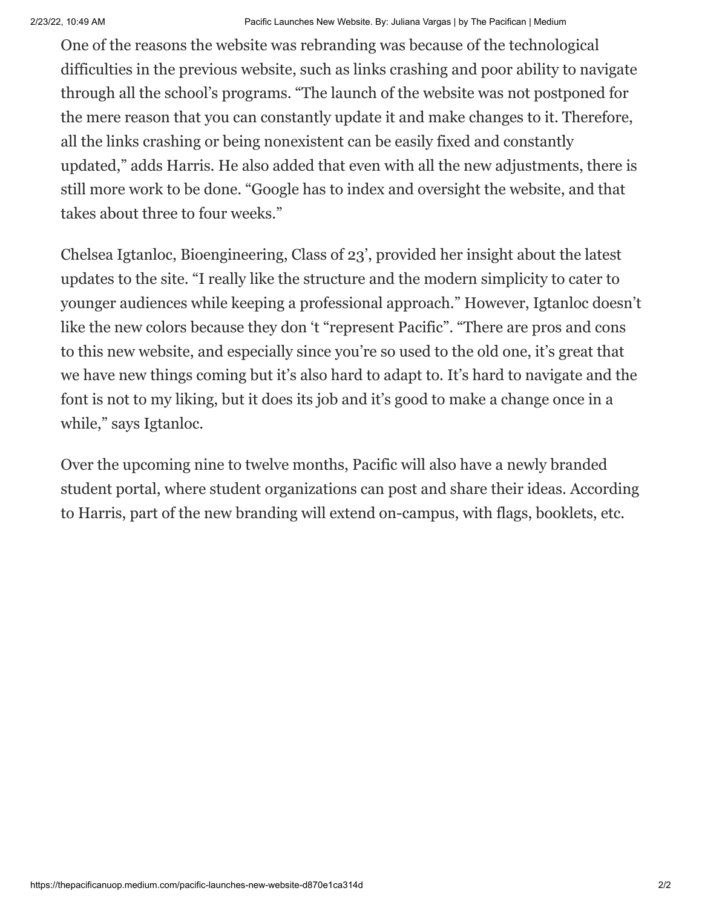One of the reasons the website was rebranding was because of the technological difficulties in the previous website, such as links crashing and poor ability to navigate through all the school's programs. "The launch of the website was not postponed for the mere reason that you can constantly update it and make changes to it. Therefore, all the links crashing or being nonexistent can be easily fixed and constantly updated," adds Harris. He also added that even with all the new adjustments, there is still more work to be done. "Google has to index and oversight the website, and that takes about three to four weeks."

Chelsea Igtanloc, Bioengineering, Class of 23', provided her insight about the latest updates to the site. "I really like the structure and the modern simplicity to cater to younger audiences while keeping a professional approach." However, Igtanloc doesn't like the new colors because they don 't "represent Pacific". "There are pros and cons to this new website, and especially since you're so used to the old one, it's great that we have new things coming but it's also hard to adapt to. It's hard to navigate and the font is not to my liking, but it does its job and it's good to make a change once in a while," says Igtanloc.

Over the upcoming nine to twelve months, Pacific will also have a newly branded student portal, where student organizations can post and share their ideas. According to Harris, part of the new branding will extend on-campus, with flags, booklets, etc.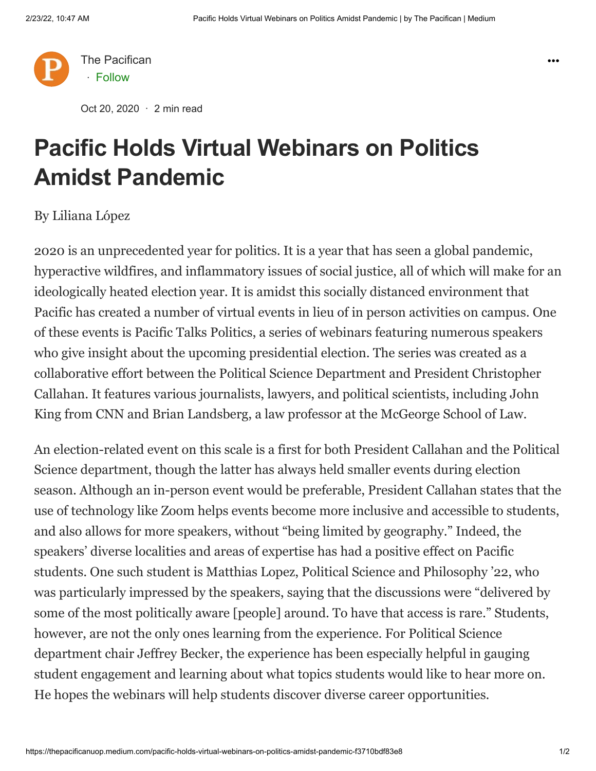The Pacifican

· Follow

Oct 20, 2020 · 2 min read

# Pacific Holds Virtual Webinars on Politics Amidst Pandemic

By Liliana López

2020 is an unprecedented year for politics. It is a year that has seen a global pandemic, hyperactive wildfires, and inflammatory issues of social justice, all of which will make for an ideologically heated election year. It is amidst this socially distanced environment that Pacific has created a number of virtual events in lieu of in person activities on campus. One of these events is Pacific Talks Politics, a series of webinars featuring numerous speakers who give insight about the upcoming presidential election. The series was created as a collaborative effort between the Political Science Department and President Christopher Callahan. It features various journalists, lawyers, and political scientists, including John King from CNN and Brian Landsberg, a law professor at the McGeorge School of Law.

An election-related event on this scale is a first for both President Callahan and the Political Science department, though the latter has always held smaller events during election season. Although an in-person event would be preferable, President Callahan states that the use of technology like Zoom helps events become more inclusive and accessible to students, and also allows for more speakers, without "being limited by geography." Indeed, the speakers' diverse localities and areas of expertise has had a positive effect on Pacific students. One such student is Matthias Lopez, Political Science and Philosophy '22, who was particularly impressed by the speakers, saying that the discussions were "delivered by some of the most politically aware [people] around. To have that access is rare." Students, however, are not the only ones learning from the experience. For Political Science department chair Jeffrey Becker, the experience has been especially helpful in gauging student engagement and learning about what topics students would like to hear more on. He hopes the webinars will help students discover diverse career opportunities.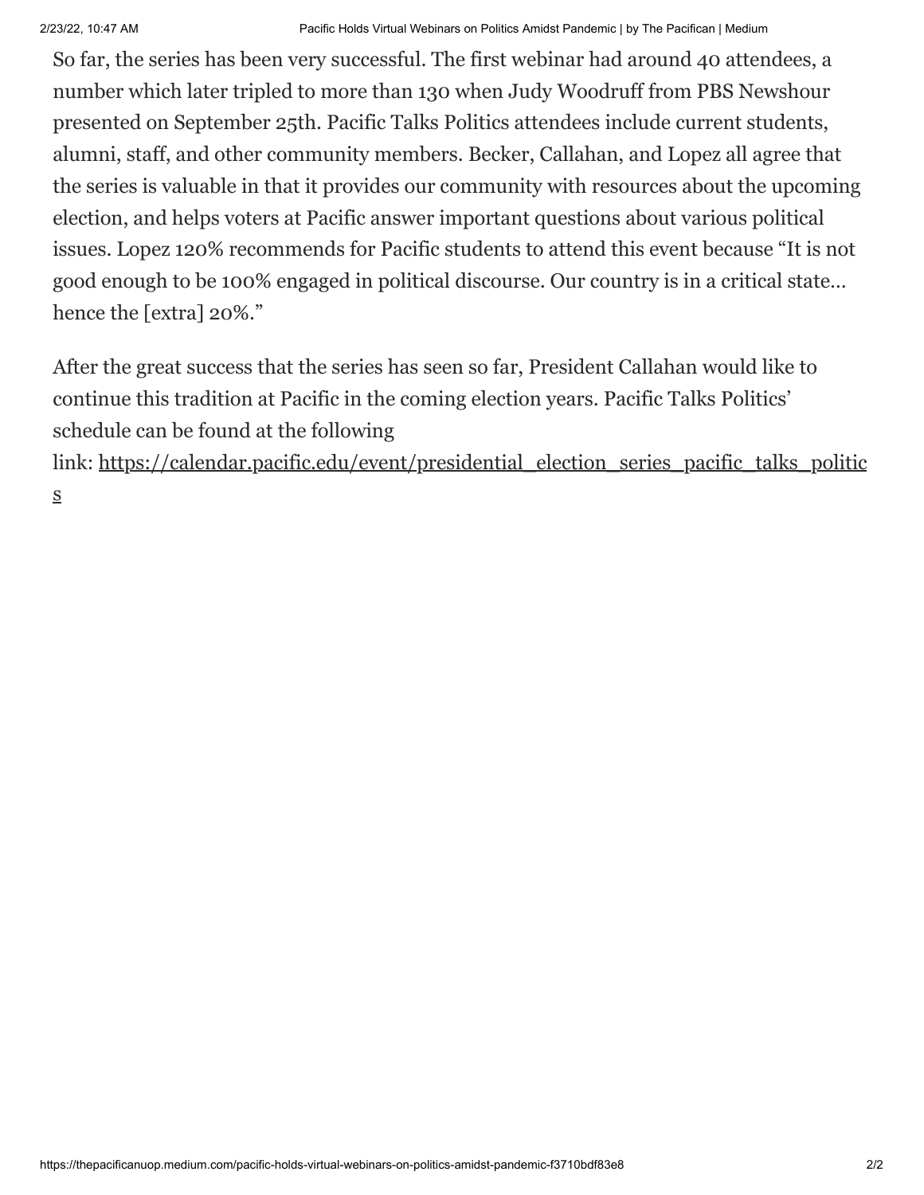So far, the series has been very successful. The first webinar had around 40 attendees, a number which later tripled to more than 130 when Judy Woodruff from PBS Newshour presented on September 25th. Pacific Talks Politics attendees include current students, alumni, staff, and other community members. Becker, Callahan, and Lopez all agree that the series is valuable in that it provides our community with resources about the upcoming election, and helps voters at Pacific answer important questions about various political issues. Lopez 120% recommends for Pacific students to attend this event because "It is not good enough to be 100% engaged in political discourse. Our country is in a critical state… hence the [extra] 20%."

After the great success that the series has seen so far, President Callahan would like to continue this tradition at Pacific in the coming election years. Pacific Talks Politics' schedule can be found at the following link: [https://calendar.pacific.edu/event/presidential_election_series_pacific_talks_politics](https://calendar.pacific.edu/event/presidential_election_series_pacific_talks_politics)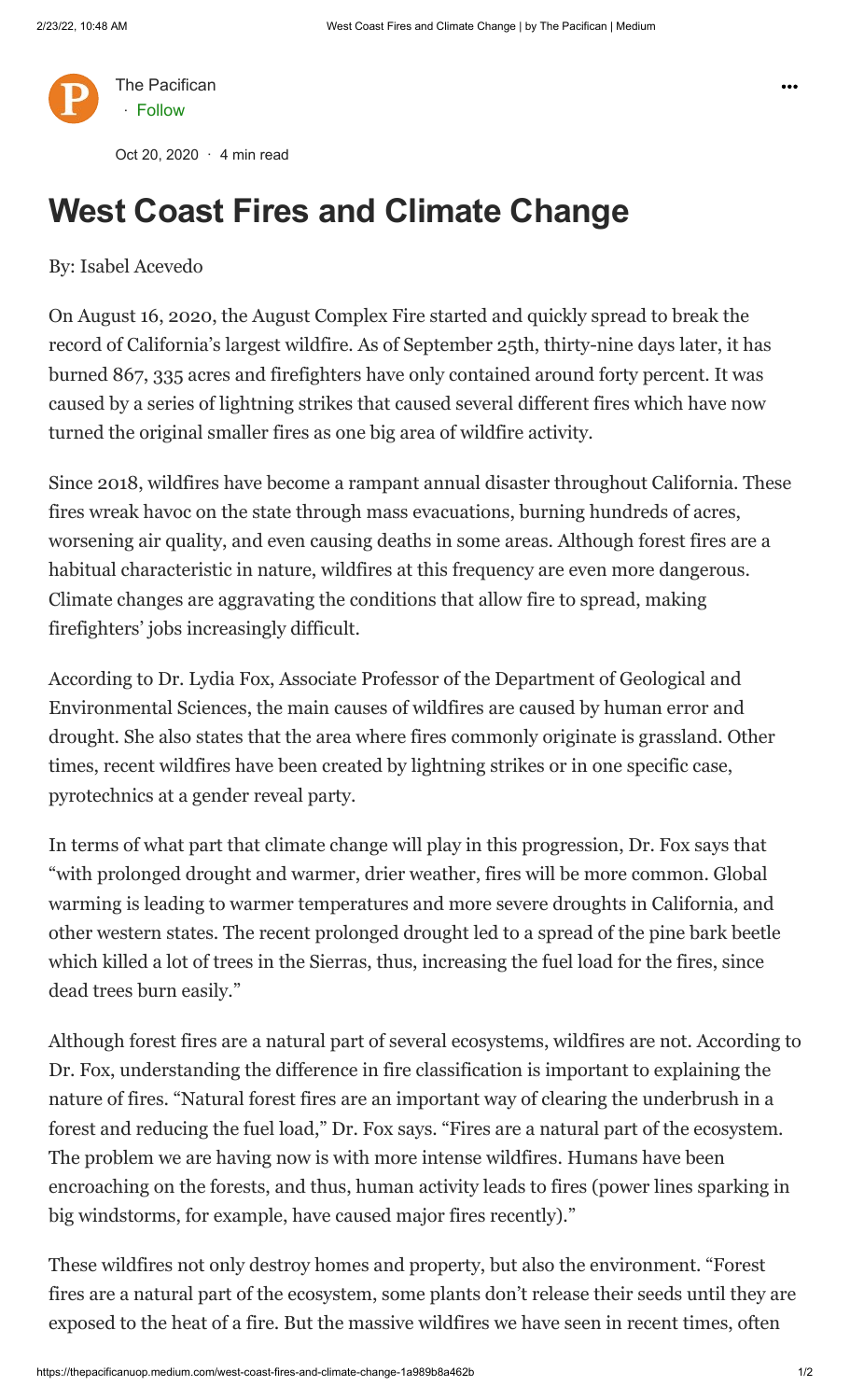The Pacifican · Follow

Oct 20, 2020 · 4 min read

# West Coast Fires and Climate Change

By: Isabel Acevedo

On August 16, 2020, the August Complex Fire started and quickly spread to break the record of California's largest wildfire. As of September 25th, thirty-nine days later, it has burned 867, 335 acres and firefighters have only contained around forty percent. It was caused by a series of lightning strikes that caused several different fires which have now turned the original smaller fires as one big area of wildfire activity.

Since 2018, wildfires have become a rampant annual disaster throughout California. These fires wreak havoc on the state through mass evacuations, burning hundreds of acres, worsening air quality, and even causing deaths in some areas. Although forest fires are a habitual characteristic in nature, wildfires at this frequency are even more dangerous. Climate changes are aggravating the conditions that allow fire to spread, making firefighters' jobs increasingly difficult.

According to Dr. Lydia Fox, Associate Professor of the Department of Geological and Environmental Sciences, the main causes of wildfires are caused by human error and drought. She also states that the area where fires commonly originate is grassland. Other times, recent wildfires have been created by lightning strikes or in one specific case, pyrotechnics at a gender reveal party.

In terms of what part that climate change will play in this progression, Dr. Fox says that "with prolonged drought and warmer, drier weather, fires will be more common. Global warming is leading to warmer temperatures and more severe droughts in California, and other western states. The recent prolonged drought led to a spread of the pine bark beetle which killed a lot of trees in the Sierras, thus, increasing the fuel load for the fires, since dead trees burn easily."

Although forest fires are a natural part of several ecosystems, wildfires are not. According to Dr. Fox, understanding the difference in fire classification is important to explaining the nature of fires. "Natural forest fires are an important way of clearing the underbrush in a forest and reducing the fuel load," Dr. Fox says. "Fires are a natural part of the ecosystem. The problem we are having now is with more intense wildfires. Humans have been encroaching on the forests, and thus, human activity leads to fires (power lines sparking in big windstorms, for example, have caused major fires recently)."

These wildfires not only destroy homes and property, but also the environment. "Forest fires are a natural part of the ecosystem, some plants don't release their seeds until they are exposed to the heat of a fire. But the massive wildfires we have seen in recent times, often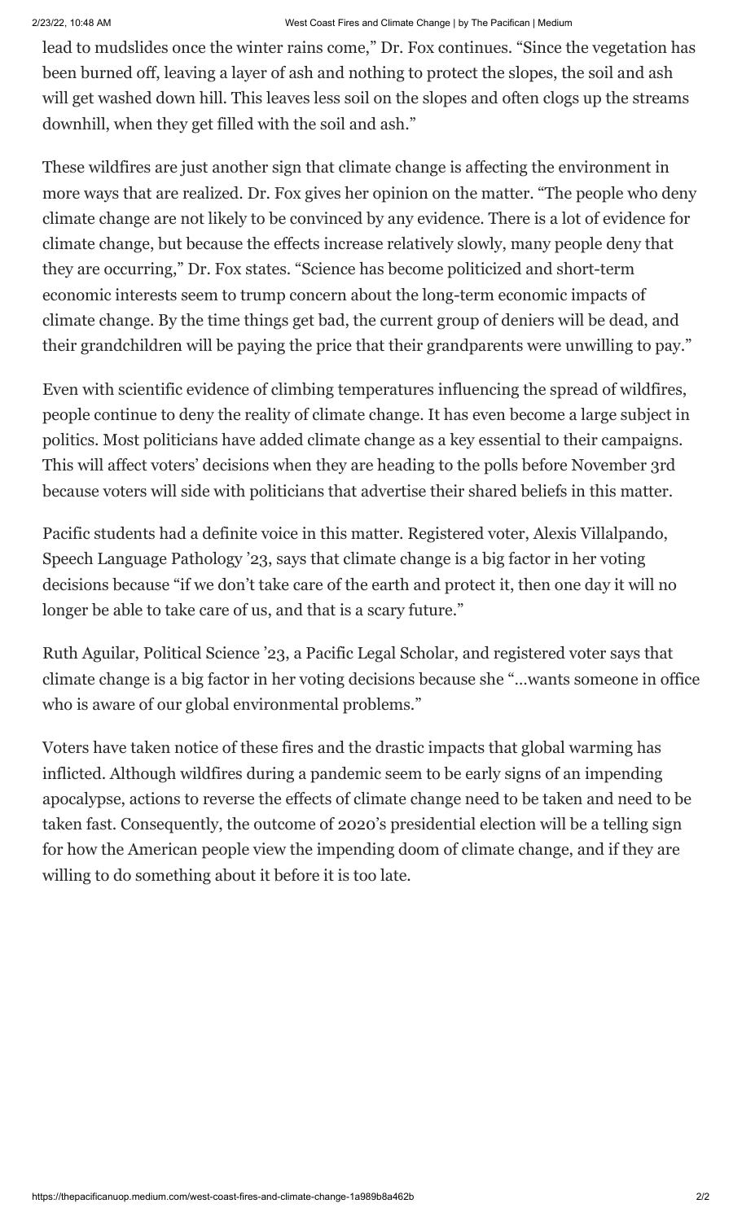lead to mudslides once the winter rains come," Dr. Fox continues. "Since the vegetation has been burned off, leaving a layer of ash and nothing to protect the slopes, the soil and ash will get washed down hill. This leaves less soil on the slopes and often clogs up the streams downhill, when they get filled with the soil and ash."

These wildfires are just another sign that climate change is affecting the environment in more ways that are realized. Dr. Fox gives her opinion on the matter. "The people who deny climate change are not likely to be convinced by any evidence. There is a lot of evidence for climate change, but because the effects increase relatively slowly, many people deny that they are occurring," Dr. Fox states. "Science has become politicized and short-term economic interests seem to trump concern about the long-term economic impacts of climate change. By the time things get bad, the current group of deniers will be dead, and their grandchildren will be paying the price that their grandparents were unwilling to pay."

Even with scientific evidence of climbing temperatures influencing the spread of wildfires, people continue to deny the reality of climate change. It has even become a large subject in politics. Most politicians have added climate change as a key essential to their campaigns. This will affect voters' decisions when they are heading to the polls before November 3rd because voters will side with politicians that advertise their shared beliefs in this matter.

Pacific students had a definite voice in this matter. Registered voter, Alexis Villalpando, Speech Language Pathology '23, says that climate change is a big factor in her voting decisions because "if we don't take care of the earth and protect it, then one day it will no longer be able to take care of us, and that is a scary future."

Ruth Aguilar, Political Science '23, a Pacific Legal Scholar, and registered voter says that climate change is a big factor in her voting decisions because she "…wants someone in office who is aware of our global environmental problems."

Voters have taken notice of these fires and the drastic impacts that global warming has inflicted. Although wildfires during a pandemic seem to be early signs of an impending apocalypse, actions to reverse the effects of climate change need to be taken and need to be taken fast. Consequently, the outcome of 2020's presidential election will be a telling sign for how the American people view the impending doom of climate change, and if they are willing to do something about it before it is too late.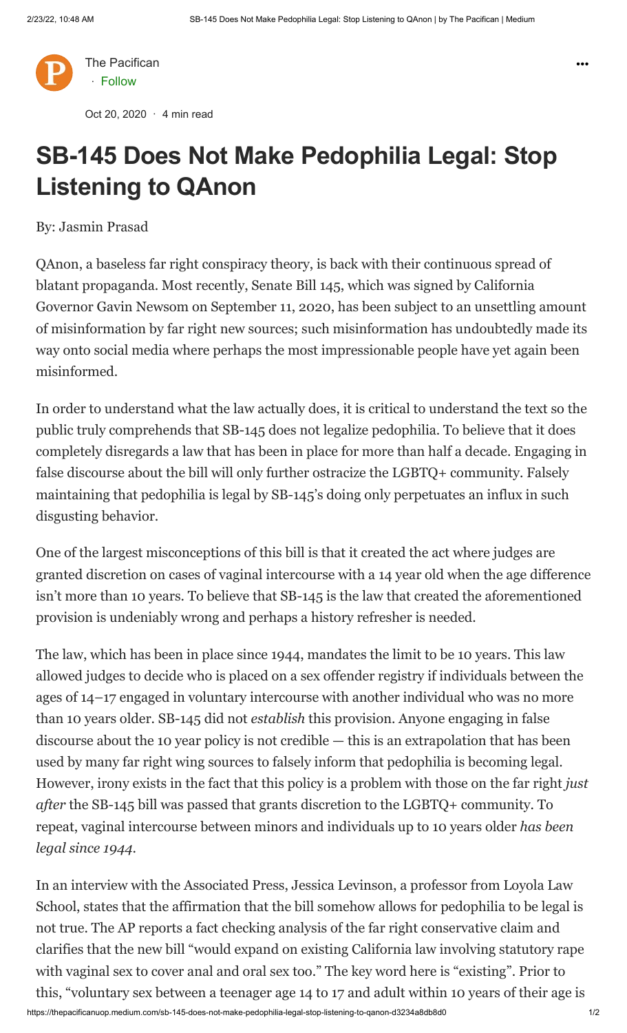The Pacifican · Follow

Oct 20, 2020 · 4 min read

# SB-145 Does Not Make Pedophilia Legal: Stop Listening to QAnon

By: Jasmin Prasad

QAnon, a baseless far right conspiracy theory, is back with their continuous spread of blatant propaganda. Most recently, Senate Bill 145, which was signed by California Governor Gavin Newsom on September 11, 2020, has been subject to an unsettling amount of misinformation by far right new sources; such misinformation has undoubtedly made its way onto social media where perhaps the most impressionable people have yet again been misinformed.

In order to understand what the law actually does, it is critical to understand the text so the public truly comprehends that SB-145 does not legalize pedophilia. To believe that it does completely disregards a law that has been in place for more than half a decade. Engaging in false discourse about the bill will only further ostracize the LGBTQ+ community. Falsely maintaining that pedophilia is legal by SB-145's doing only perpetuates an influx in such disgusting behavior.

One of the largest misconceptions of this bill is that it created the act where judges are granted discretion on cases of vaginal intercourse with a 14 year old when the age difference isn't more than 10 years. To believe that SB-145 is the law that created the aforementioned provision is undeniably wrong and perhaps a history refresher is needed.

The law, which has been in place since 1944, mandates the limit to be 10 years. This law allowed judges to decide who is placed on a sex offender registry if individuals between the ages of 14–17 engaged in voluntary intercourse with another individual who was no more than 10 years older. SB-145 did not *establish* this provision. Anyone engaging in false discourse about the 10 year policy is not credible — this is an extrapolation that has been used by many far right wing sources to falsely inform that pedophilia is becoming legal. However, irony exists in the fact that this policy is a problem with those on the far right *just after* the SB-145 bill was passed that grants discretion to the LGBTQ+ community. To repeat, vaginal intercourse between minors and individuals up to 10 years older *has been legal since 1944*.

In an interview with the Associated Press, Jessica Levinson, a professor from Loyola Law School, states that the affirmation that the bill somehow allows for pedophilia to be legal is not true. The AP reports a fact checking analysis of the far right conservative claim and clarifies that the new bill "would expand on existing California law involving statutory rape with vaginal sex to cover anal and oral sex too." The key word here is "existing". Prior to this, "voluntary sex between a teenager age 14 to 17 and adult within 10 years of their age is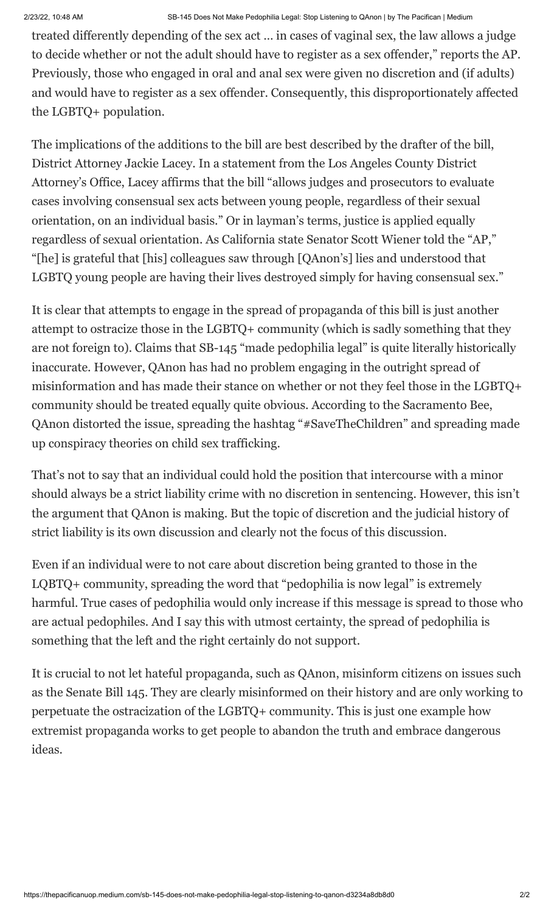treated differently depending of the sex act … in cases of vaginal sex, the law allows a judge to decide whether or not the adult should have to register as a sex offender," reports the AP. Previously, those who engaged in oral and anal sex were given no discretion and (if adults) and would have to register as a sex offender. Consequently, this disproportionately affected the LGBTQ+ population.

The implications of the additions to the bill are best described by the drafter of the bill, District Attorney Jackie Lacey. In a statement from the Los Angeles County District Attorney's Office, Lacey affirms that the bill "allows judges and prosecutors to evaluate cases involving consensual sex acts between young people, regardless of their sexual orientation, on an individual basis." Or in layman's terms, justice is applied equally regardless of sexual orientation. As California state Senator Scott Wiener told the "AP," "[he] is grateful that [his] colleagues saw through [QAnon's] lies and understood that LGBTQ young people are having their lives destroyed simply for having consensual sex."

It is clear that attempts to engage in the spread of propaganda of this bill is just another attempt to ostracize those in the LGBTQ+ community (which is sadly something that they are not foreign to). Claims that SB-145 "made pedophilia legal" is quite literally historically inaccurate. However, QAnon has had no problem engaging in the outright spread of misinformation and has made their stance on whether or not they feel those in the LGBTQ+ community should be treated equally quite obvious. According to the Sacramento Bee, QAnon distorted the issue, spreading the hashtag "#SaveTheChildren" and spreading made up conspiracy theories on child sex trafficking.

That's not to say that an individual could hold the position that intercourse with a minor should always be a strict liability crime with no discretion in sentencing. However, this isn't the argument that QAnon is making. But the topic of discretion and the judicial history of strict liability is its own discussion and clearly not the focus of this discussion.

Even if an individual were to not care about discretion being granted to those in the LQBTQ+ community, spreading the word that "pedophilia is now legal" is extremely harmful. True cases of pedophilia would only increase if this message is spread to those who are actual pedophiles. And I say this with utmost certainty, the spread of pedophilia is something that the left and the right certainly do not support.

It is crucial to not let hateful propaganda, such as QAnon, misinform citizens on issues such as the Senate Bill 145. They are clearly misinformed on their history and are only working to perpetuate the ostracization of the LGBTQ+ community. This is just one example how extremist propaganda works to get people to abandon the truth and embrace dangerous ideas.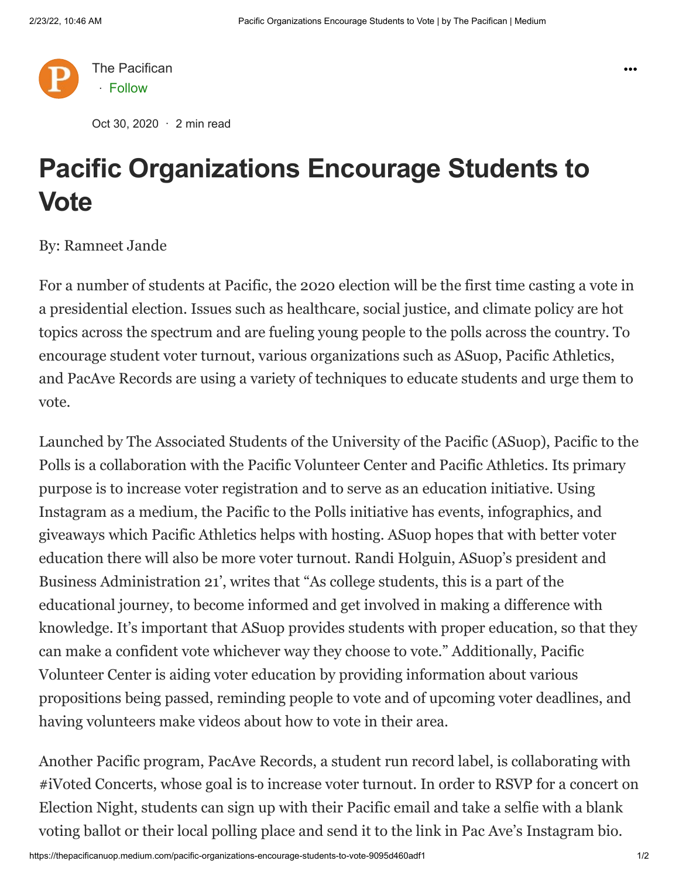The Pacifican · Follow

Oct 30, 2020 · 2 min read

# Pacific Organizations Encourage Students to Vote

By: Ramneet Jande

For a number of students at Pacific, the 2020 election will be the first time casting a vote in a presidential election. Issues such as healthcare, social justice, and climate policy are hot topics across the spectrum and are fueling young people to the polls across the country. To encourage student voter turnout, various organizations such as ASuop, Pacific Athletics, and PacAve Records are using a variety of techniques to educate students and urge them to vote.

Launched by The Associated Students of the University of the Pacific (ASuop), Pacific to the Polls is a collaboration with the Pacific Volunteer Center and Pacific Athletics. Its primary purpose is to increase voter registration and to serve as an education initiative. Using Instagram as a medium, the Pacific to the Polls initiative has events, infographics, and giveaways which Pacific Athletics helps with hosting. ASuop hopes that with better voter education there will also be more voter turnout. Randi Holguin, ASuop's president and Business Administration 21', writes that "As college students, this is a part of the educational journey, to become informed and get involved in making a difference with knowledge. It's important that ASuop provides students with proper education, so that they can make a confident vote whichever way they choose to vote." Additionally, Pacific Volunteer Center is aiding voter education by providing information about various propositions being passed, reminding people to vote and of upcoming voter deadlines, and having volunteers make videos about how to vote in their area.

Another Pacific program, PacAve Records, a student run record label, is collaborating with #iVoted Concerts, whose goal is to increase voter turnout. In order to RSVP for a concert on Election Night, students can sign up with their Pacific email and take a selfie with a blank voting ballot or their local polling place and send it to the link in Pac Ave's Instagram bio.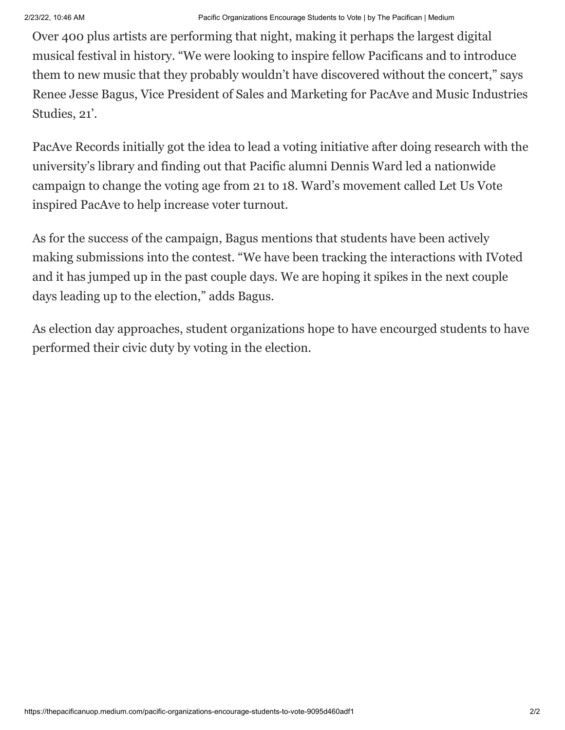Over 400 plus artists are performing that night, making it perhaps the largest digital musical festival in history. “We were looking to inspire fellow Pacificans and to introduce them to new music that they probably wouldn’t have discovered without the concert,” says Renee Jesse Bagus, Vice President of Sales and Marketing for PacAve and Music Industries Studies, 21’.

PacAve Records initially got the idea to lead a voting initiative after doing research with the university’s library and finding out that Pacific alumni Dennis Ward led a nationwide campaign to change the voting age from 21 to 18. Ward’s movement called Let Us Vote inspired PacAve to help increase voter turnout.

As for the success of the campaign, Bagus mentions that students have been actively making submissions into the contest. “We have been tracking the interactions with IVoted and it has jumped up in the past couple days. We are hoping it spikes in the next couple days leading up to the election,” adds Bagus.

As election day approaches, student organizations hope to have encourged students to have performed their civic duty by voting in the election.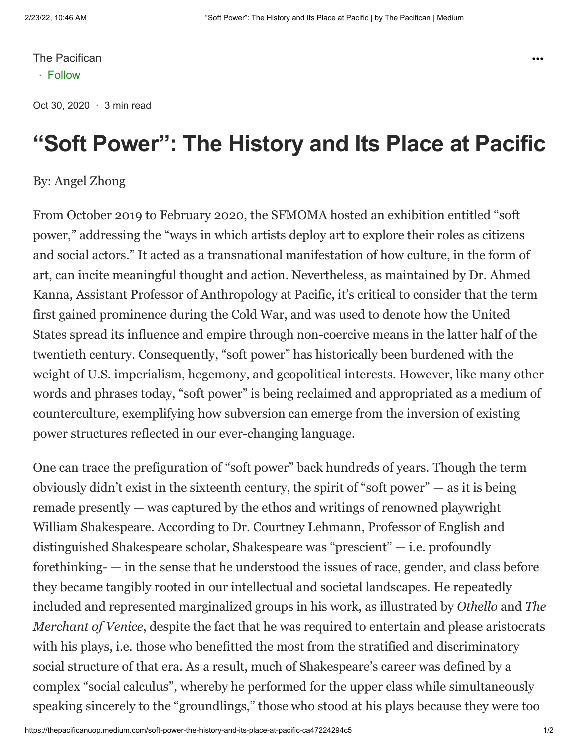The Pacifican

· Follow

Oct 30, 2020 · 3 min read

# "Soft Power": The History and Its Place at Pacific

By: Angel Zhong

From October 2019 to February 2020, the SFMOMA hosted an exhibition entitled "soft power," addressing the "ways in which artists deploy art to explore their roles as citizens and social actors." It acted as a transnational manifestation of how culture, in the form of art, can incite meaningful thought and action. Nevertheless, as maintained by Dr. Ahmed Kanna, Assistant Professor of Anthropology at Pacific, it's critical to consider that the term first gained prominence during the Cold War, and was used to denote how the United States spread its influence and empire through non-coercive means in the latter half of the twentieth century. Consequently, "soft power" has historically been burdened with the weight of U.S. imperialism, hegemony, and geopolitical interests. However, like many other words and phrases today, "soft power" is being reclaimed and appropriated as a medium of counterculture, exemplifying how subversion can emerge from the inversion of existing power structures reflected in our ever-changing language.

One can trace the prefiguration of "soft power" back hundreds of years. Though the term obviously didn't exist in the sixteenth century, the spirit of "soft power" — as it is being remade presently — was captured by the ethos and writings of renowned playwright William Shakespeare. According to Dr. Courtney Lehmann, Professor of English and distinguished Shakespeare scholar, Shakespeare was "prescient" — i.e. profoundly forethinking- — in the sense that he understood the issues of race, gender, and class before they became tangibly rooted in our intellectual and societal landscapes. He repeatedly included and represented marginalized groups in his work, as illustrated by *Othello* and *The Merchant of Venice*, despite the fact that he was required to entertain and please aristocrats with his plays, i.e. those who benefitted the most from the stratified and discriminatory social structure of that era. As a result, much of Shakespeare's career was defined by a complex "social calculus", whereby he performed for the upper class while simultaneously speaking sincerely to the "groundlings," those who stood at his plays because they were too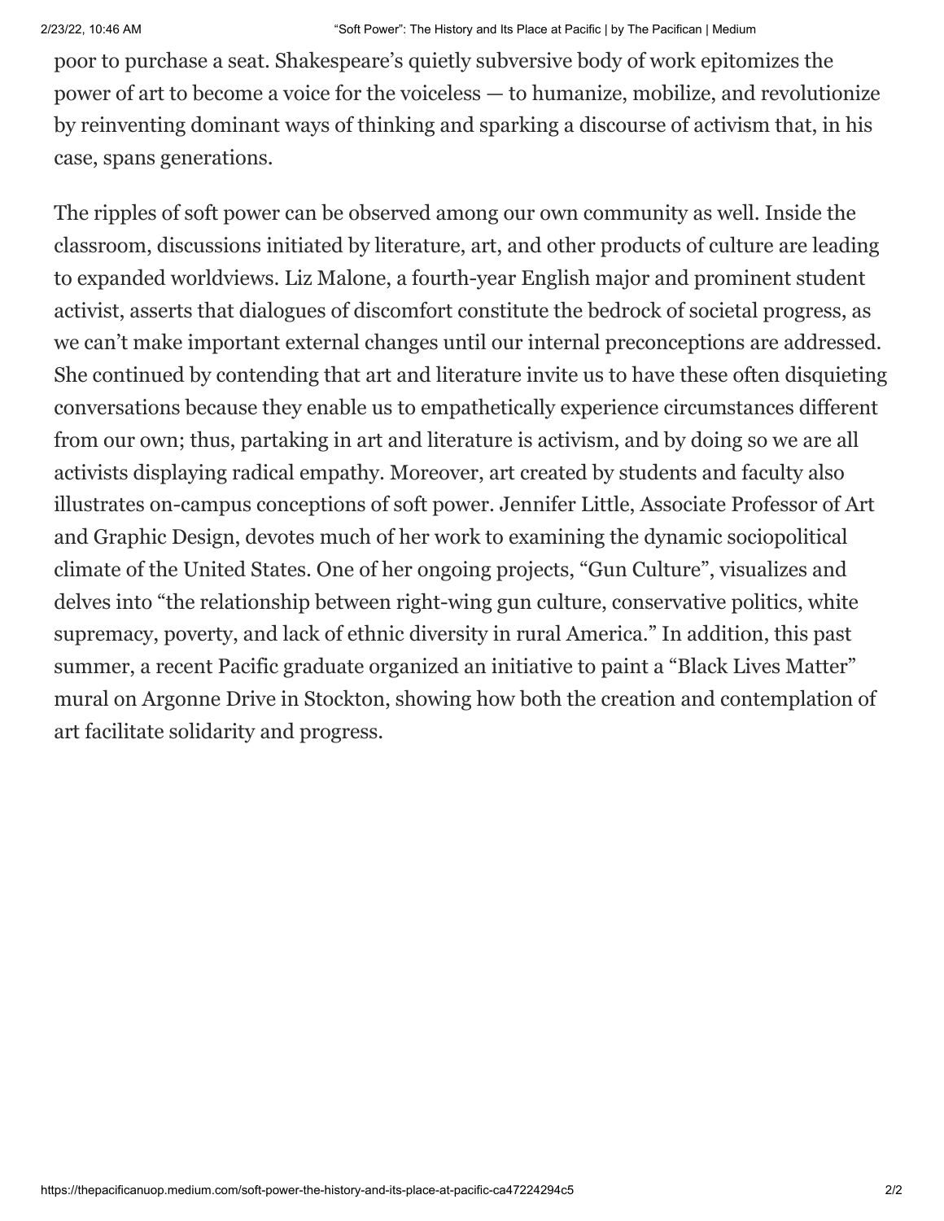poor to purchase a seat. Shakespeare's quietly subversive body of work epitomizes the power of art to become a voice for the voiceless — to humanize, mobilize, and revolutionize by reinventing dominant ways of thinking and sparking a discourse of activism that, in his case, spans generations.

The ripples of soft power can be observed among our own community as well. Inside the classroom, discussions initiated by literature, art, and other products of culture are leading to expanded worldviews. Liz Malone, a fourth-year English major and prominent student activist, asserts that dialogues of discomfort constitute the bedrock of societal progress, as we can't make important external changes until our internal preconceptions are addressed. She continued by contending that art and literature invite us to have these often disquieting conversations because they enable us to empathetically experience circumstances different from our own; thus, partaking in art and literature is activism, and by doing so we are all activists displaying radical empathy. Moreover, art created by students and faculty also illustrates on-campus conceptions of soft power. Jennifer Little, Associate Professor of Art and Graphic Design, devotes much of her work to examining the dynamic sociopolitical climate of the United States. One of her ongoing projects, "Gun Culture", visualizes and delves into "the relationship between right-wing gun culture, conservative politics, white supremacy, poverty, and lack of ethnic diversity in rural America." In addition, this past summer, a recent Pacific graduate organized an initiative to paint a "Black Lives Matter" mural on Argonne Drive in Stockton, showing how both the creation and contemplation of art facilitate solidarity and progress.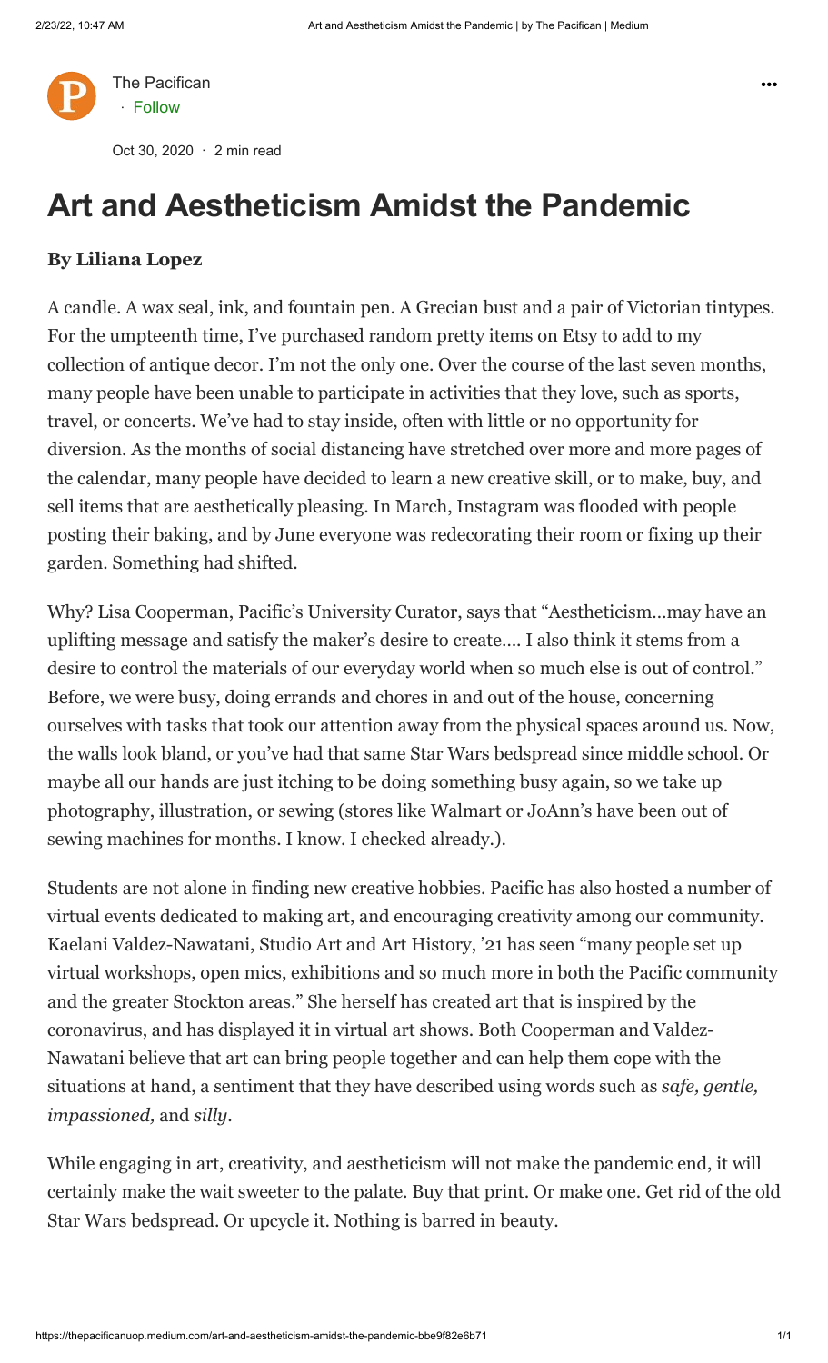The Pacifican · Follow

Oct 30, 2020 · 2 min read

# Art and Aestheticism Amidst the Pandemic

**By Liliana Lopez**

A candle. A wax seal, ink, and fountain pen. A Grecian bust and a pair of Victorian tintypes. For the umpteenth time, I've purchased random pretty items on Etsy to add to my collection of antique decor. I'm not the only one. Over the course of the last seven months, many people have been unable to participate in activities that they love, such as sports, travel, or concerts. We've had to stay inside, often with little or no opportunity for diversion. As the months of social distancing have stretched over more and more pages of the calendar, many people have decided to learn a new creative skill, or to make, buy, and sell items that are aesthetically pleasing. In March, Instagram was flooded with people posting their baking, and by June everyone was redecorating their room or fixing up their garden. Something had shifted.

Why? Lisa Cooperman, Pacific's University Curator, says that "Aestheticism…may have an uplifting message and satisfy the maker's desire to create…. I also think it stems from a desire to control the materials of our everyday world when so much else is out of control." Before, we were busy, doing errands and chores in and out of the house, concerning ourselves with tasks that took our attention away from the physical spaces around us. Now, the walls look bland, or you've had that same Star Wars bedspread since middle school. Or maybe all our hands are just itching to be doing something busy again, so we take up photography, illustration, or sewing (stores like Walmart or JoAnn's have been out of sewing machines for months. I know. I checked already.).

Students are not alone in finding new creative hobbies. Pacific has also hosted a number of virtual events dedicated to making art, and encouraging creativity among our community. Kaelani Valdez-Nawatani, Studio Art and Art History, '21 has seen "many people set up virtual workshops, open mics, exhibitions and so much more in both the Pacific community and the greater Stockton areas." She herself has created art that is inspired by the coronavirus, and has displayed it in virtual art shows. Both Cooperman and Valdez-Nawatani believe that art can bring people together and can help them cope with the situations at hand, a sentiment that they have described using words such as *safe, gentle, impassioned,* and *silly*.

While engaging in art, creativity, and aestheticism will not make the pandemic end, it will certainly make the wait sweeter to the palate. Buy that print. Or make one. Get rid of the old Star Wars bedspread. Or upcycle it. Nothing is barred in beauty.